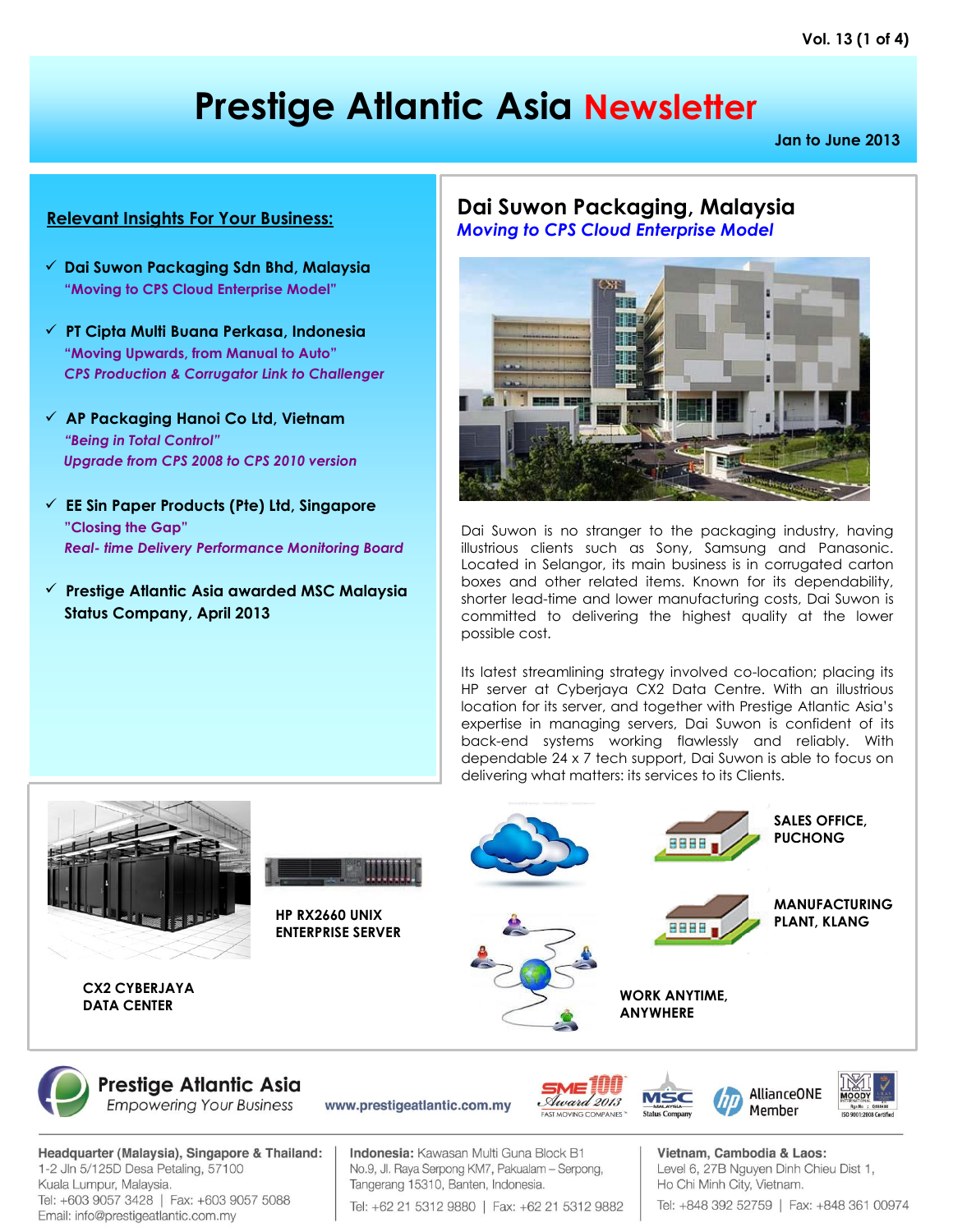# Prestige Atlantic Asia Newsletter

Jan to June 2013

## Relevant Insights For Your Business:

- ✓ **Dai Suwon Packaging Sdn Bhd, Malaysia**
  "Moving to CPS Cloud Enterprise Model"
- ✓ **PT Cipta Multi Buana Perkasa, Indonesia**
  "Moving Upwards, from Manual to Auto"
  *CPS Production & Corrugator Link to Challenger*
- ✓ **AP Packaging Hanoi Co Ltd, Vietnam**
  *"Being in Total Control"*
  *Upgrade from CPS 2008 to CPS 2010 version*
- ✓ **EE Sin Paper Products (Pte) Ltd, Singapore**
  "Closing the Gap"
  *Real- time Delivery Performance Monitoring Board*
- ✓ **Prestige Atlantic Asia awarded MSC Malaysia Status Company, April 2013**

## Dai Suwon Packaging, Malaysia

### *Moving to CPS Cloud Enterprise Model*

Dai Suwon is no stranger to the packaging industry, having illustrious clients such as Sony, Samsung and Panasonic. Located in Selangor, its main business is in corrugated carton boxes and other related items. Known for its dependability, shorter lead-time and lower manufacturing costs, Dai Suwon is committed to delivering the highest quality at the lower possible cost.

Its latest streamlining strategy involved co-location; placing its HP server at Cyberjaya CX2 Data Centre. With an illustrious location for its server, and together with Prestige Atlantic Asia's expertise in managing servers, Dai Suwon is confident of its back-end systems working flawlessly and reliably. With dependable 24 x 7 tech support, Dai Suwon is able to focus on delivering what matters: its services to its Clients.

CX2 CYBERJAYA DATA CENTER

HP RX2660 UNIX ENTERPRISE SERVER

SALES OFFICE, PUCHONG

MANUFACTURING PLANT, KLANG

WORK ANYTIME, ANYWHERE

Prestige Atlantic Asia
Empowering Your Business

www.prestigeatlantic.com.my

SME 100 Award 2013 FAST MOVING COMPANIES | MSC Malaysia Status Company | AllianceONE Member | MOODY International ISO 9001:2008 Certified

**Headquarter (Malaysia), Singapore & Thailand:**
1-2 Jln 5/125D Desa Petaling, 57100
Kuala Lumpur, Malaysia.
Tel: +603 9057 3428 | Fax: +603 9057 5088
Email: info@prestigeatlantic.com.my

**Indonesia:** Kawasan Multi Guna Block B1
No.9, Jl. Raya Serpong KM7, Pakualam – Serpong,
Tangerang 15310, Banten, Indonesia.
Tel: +62 21 5312 9880 | Fax: +62 21 5312 9882

**Vietnam, Cambodia & Laos:**
Level 6, 27B Nguyen Dinh Chieu Dist 1,
Ho Chi Minh City, Vietnam.
Tel: +848 392 52759 | Fax: +848 361 00974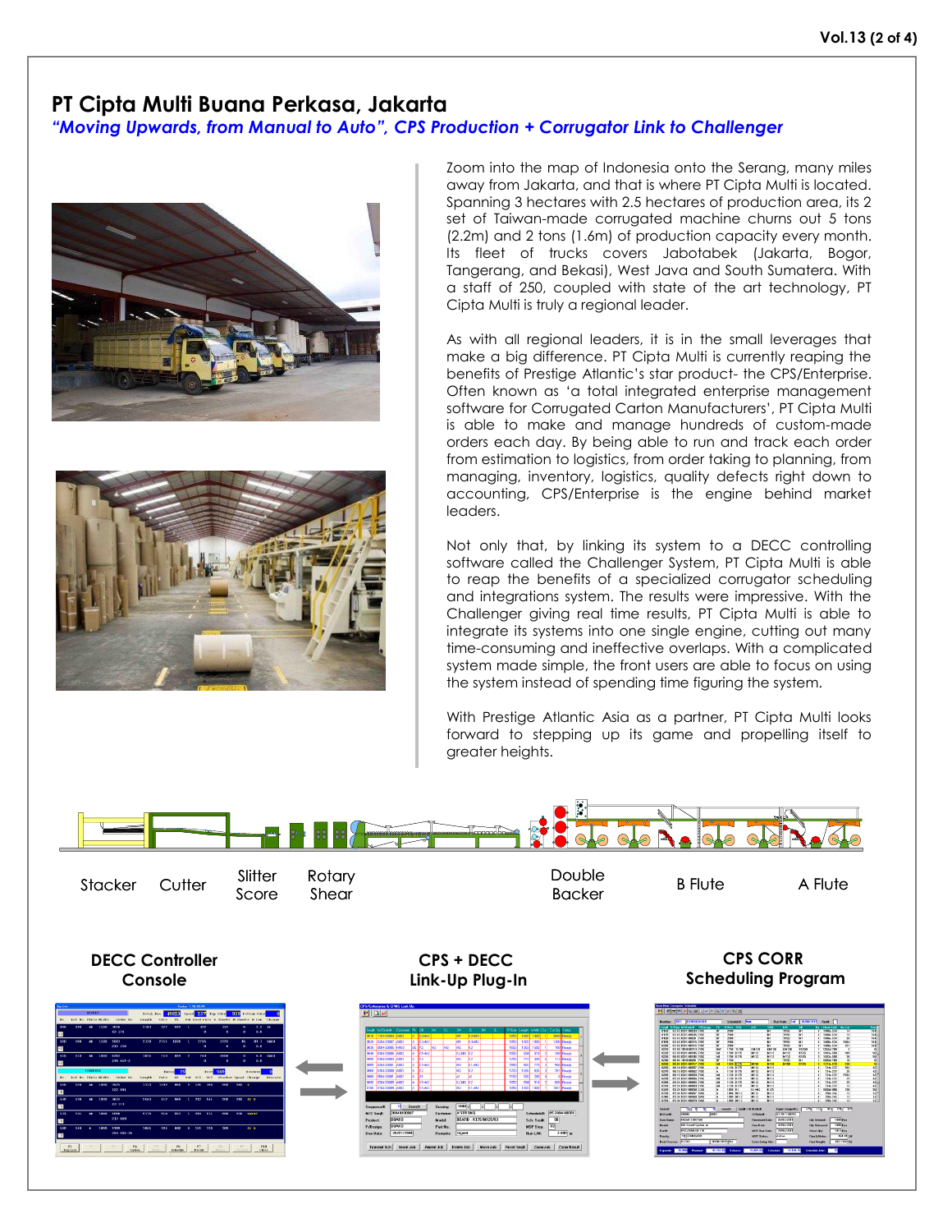# PT Cipta Multi Buana Perkasa, Jakarta

*"Moving Upwards, from Manual to Auto", CPS Production + Corrugator Link to Challenger*

Zoom into the map of Indonesia onto the Serang, many miles away from Jakarta, and that is where PT Cipta Multi is located. Spanning 3 hectares with 2.5 hectares of production area, its 2 set of Taiwan-made corrugated machine churns out 5 tons (2.2m) and 2 tons (1.6m) of production capacity every month. Its fleet of trucks covers Jabotabek (Jakarta, Bogor, Tangerang, and Bekasi), West Java and South Sumatera. With a staff of 250, coupled with state of the art technology, PT Cipta Multi is truly a regional leader.

As with all regional leaders, it is in the small leverages that make a big difference. PT Cipta Multi is currently reaping the benefits of Prestige Atlantic's star product- the CPS/Enterprise. Often known as 'a total integrated enterprise management software for Corrugated Carton Manufacturers', PT Cipta Multi is able to make and manage hundreds of custom-made orders each day. By being able to run and track each order from estimation to logistics, from order taking to planning, from managing, inventory, logistics, quality defects right down to accounting, CPS/Enterprise is the engine behind market leaders.

Not only that, by linking its system to a DECC controlling software called the Challenger System, PT Cipta Multi is able to reap the benefits of a specialized corrugator scheduling and integrations system. The results were impressive. With the Challenger giving real time results, PT Cipta Multi is able to integrate its systems into one single engine, cutting out many time-consuming and ineffective overlaps. With a complicated system made simple, the front users are able to focus on using the system instead of spending time figuring the system.

With Prestige Atlantic Asia as a partner, PT Cipta Multi looks forward to stepping up its game and propelling itself to greater heights.

Stacker
Cutter
Slitter Score
Rotary Shear
Double Backer
B Flute
A Flute

**DECC Controller Console**

**CPS + DECC Link-Up Plug-In**

**CPS CORR Scheduling Program**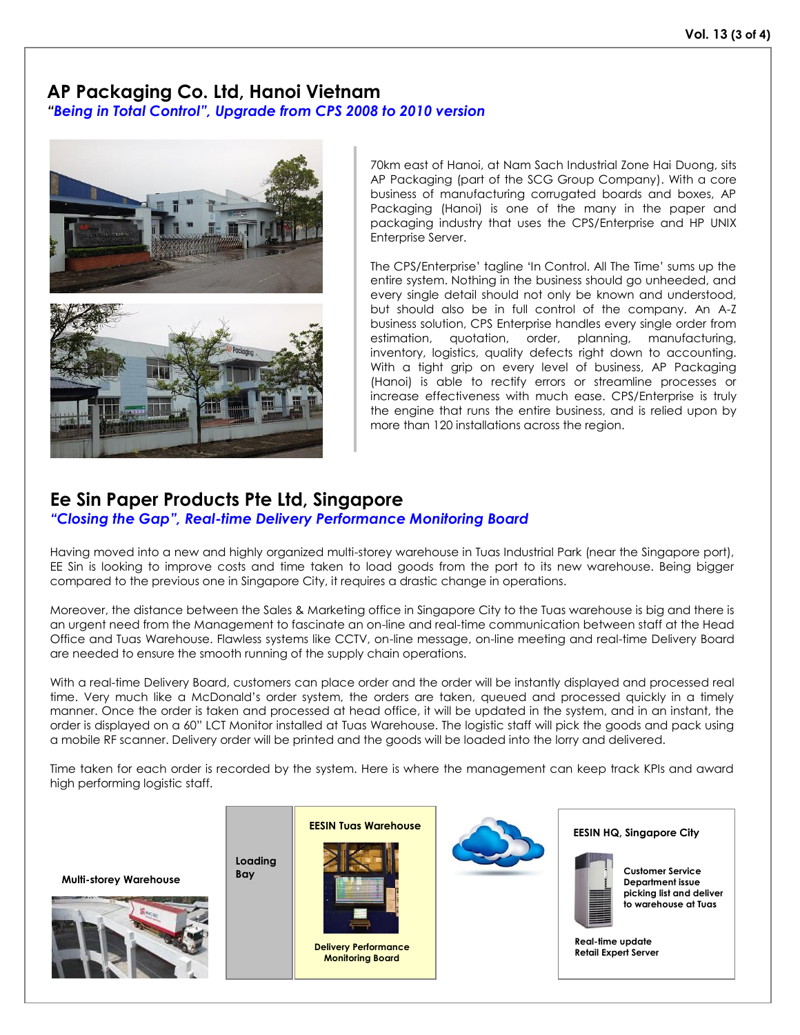## AP Packaging Co. Ltd, Hanoi Vietnam

***"Being in Total Control", Upgrade from CPS 2008 to 2010 version***

70km east of Hanoi, at Nam Sach Industrial Zone Hai Duong, sits AP Packaging (part of the SCG Group Company). With a core business of manufacturing corrugated boards and boxes, AP Packaging (Hanoi) is one of the many in the paper and packaging industry that uses the CPS/Enterprise and HP UNIX Enterprise Server.

The CPS/Enterprise' tagline 'In Control. All The Time' sums up the entire system. Nothing in the business should go unheeded, and every single detail should not only be known and understood, but should also be in full control of the company. An A-Z business solution, CPS Enterprise handles every single order from estimation, quotation, order, planning, manufacturing, inventory, logistics, quality defects right down to accounting. With a tight grip on every level of business, AP Packaging (Hanoi) is able to rectify errors or streamline processes or increase effectiveness with much ease. CPS/Enterprise is truly the engine that runs the entire business, and is relied upon by more than 120 installations across the region.

## Ee Sin Paper Products Pte Ltd, Singapore

***"Closing the Gap", Real-time Delivery Performance Monitoring Board***

Having moved into a new and highly organized multi-storey warehouse in Tuas Industrial Park (near the Singapore port), EE Sin is looking to improve costs and time taken to load goods from the port to its new warehouse. Being bigger compared to the previous one in Singapore City, it requires a drastic change in operations.

Moreover, the distance between the Sales & Marketing office in Singapore City to the Tuas warehouse is big and there is an urgent need from the Management to fascinate an on-line and real-time communication between staff at the Head Office and Tuas Warehouse. Flawless systems like CCTV, on-line message, on-line meeting and real-time Delivery Board are needed to ensure the smooth running of the supply chain operations.

With a real-time Delivery Board, customers can place order and the order will be instantly displayed and processed real time. Very much like a McDonald's order system, the orders are taken, queued and processed quickly in a timely manner. Once the order is taken and processed at head office, it will be updated in the system, and in an instant, the order is displayed on a 60" LCT Monitor installed at Tuas Warehouse. The logistic staff will pick the goods and pack using a mobile RF scanner. Delivery order will be printed and the goods will be loaded into the lorry and delivered.

Time taken for each order is recorded by the system. Here is where the management can keep track KPIs and award high performing logistic staff.

**Multi-storey Warehouse**

**Loading Bay**

**EESIN Tuas Warehouse**

**Delivery Performance Monitoring Board**

**EESIN HQ, Singapore City**

**Customer Service Department issue picking list and deliver to warehouse at Tuas**

**Real-time update Retail Expert Server**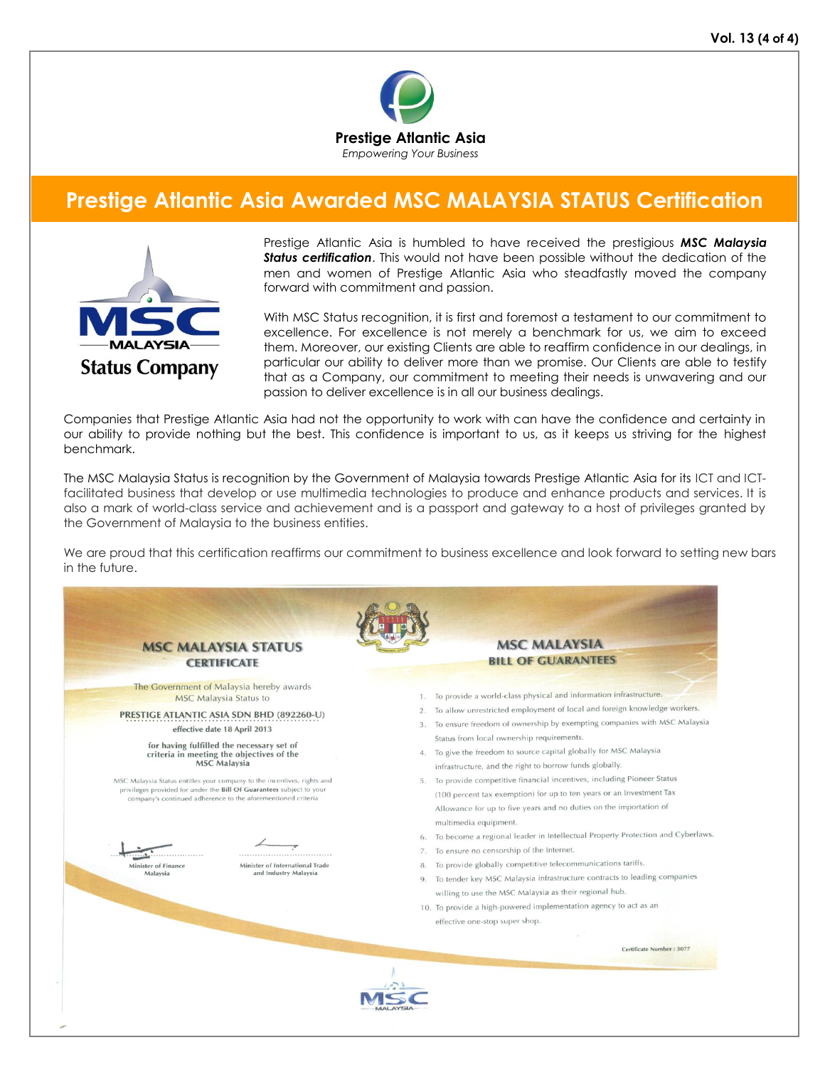Prestige Atlantic Asia

*Empowering Your Business*

# Prestige Atlantic Asia Awarded MSC MALAYSIA STATUS Certification

MSC MALAYSIA Status Company

Prestige Atlantic Asia is humbled to have received the prestigious ***MSC Malaysia Status certification***. This would not have been possible without the dedication of the men and women of Prestige Atlantic Asia who steadfastly moved the company forward with commitment and passion.

With MSC Status recognition, it is first and foremost a testament to our commitment to excellence. For excellence is not merely a benchmark for us, we aim to exceed them. Moreover, our existing Clients are able to reaffirm confidence in our dealings, in particular our ability to deliver more than we promise. Our Clients are able to testify that as a Company, our commitment to meeting their needs is unwavering and our passion to deliver excellence is in all our business dealings.

Companies that Prestige Atlantic Asia had not the opportunity to work with can have the confidence and certainty in our ability to provide nothing but the best. This confidence is important to us, as it keeps us striving for the highest benchmark.

The MSC Malaysia Status is recognition by the Government of Malaysia towards Prestige Atlantic Asia for its ICT and ICT-facilitated business that develop or use multimedia technologies to produce and enhance products and services. It is also a mark of world-class service and achievement and is a passport and gateway to a host of privileges granted by the Government of Malaysia to the business entities.

We are proud that this certification reaffirms our commitment to business excellence and look forward to setting new bars in the future.

## MSC MALAYSIA STATUS CERTIFICATE

The Government of Malaysia hereby awards MSC Malaysia Status to

**PRESTIGE ATLANTIC ASIA SDN BHD (892260-U)**

effective date 18 April 2013

**for having fulfilled the necessary set of criteria in meeting the objectives of the MSC Malaysia**

MSC Malaysia Status entitles your company to the incentives, rights and privileges provided for under the **Bill Of Guarantees** subject to your company's continued adherence to the aforementioned criteria

Minister of Finance Malaysia

Minister of International Trade and Industry Malaysia

## MSC MALAYSIA BILL OF GUARANTEES

1. To provide a world-class physical and information infrastructure.
2. To allow unrestricted employment of local and foreign knowledge workers.
3. To ensure freedom of ownership by exempting companies with MSC Malaysia Status from local ownership requirements.
4. To give the freedom to source capital globally for MSC Malaysia infrastructure, and the right to borrow funds globally.
5. To provide competitive financial incentives, including Pioneer Status (100 percent tax exemption) for up to ten years or an Investment Tax Allowance for up to five years and no duties on the importation of multimedia equipment.
6. To become a regional leader in Intellectual Property Protection and Cyberlaws.
7. To ensure no censorship of the Internet.
8. To provide globally competitive telecommunications tariffs.
9. To tender key MSC Malaysia infrastructure contracts to leading companies willing to use the MSC Malaysia as their regional hub.
10. To provide a high-powered implementation agency to act as an effective one-stop super shop.

Certificate Number : 3077

MSC MALAYSIA